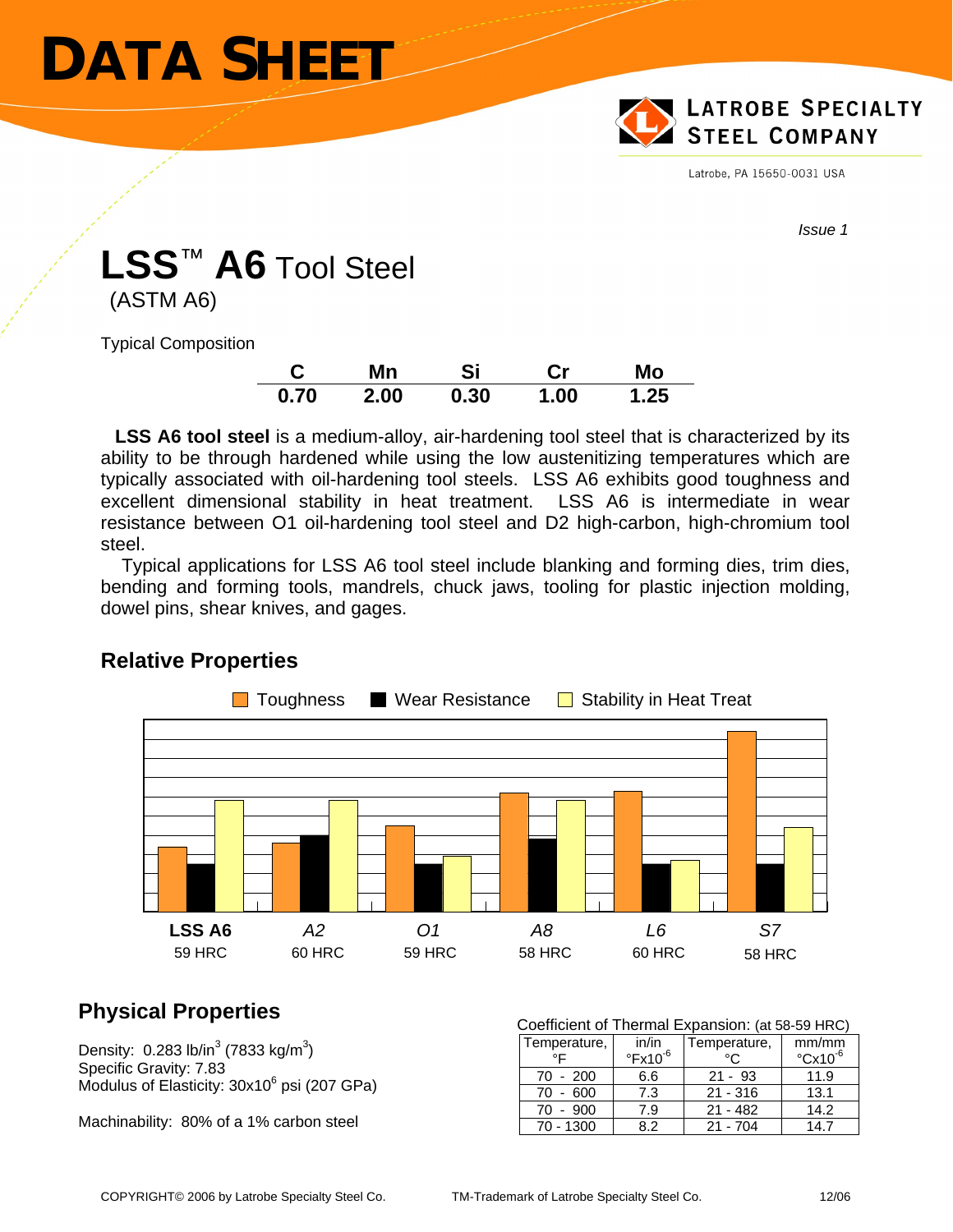# DATA SHEET

**LATROBE SPECIALTY STEEL COMPANY**

Latrobe, PA 15650-0031 USA

*Issue 1*

## LSS™ A6 Tool Steel

(ASTM A6)

Typical Composition

| C | Mn | Si | Cr | Mo |
|---|---|---|---|---|
| 0.70 | 2.00 | 0.30 | 1.00 | 1.25 |

**LSS A6 tool steel** is a medium-alloy, air-hardening tool steel that is characterized by its ability to be through hardened while using the low austenitizing temperatures which are typically associated with oil-hardening tool steels. LSS A6 exhibits good toughness and excellent dimensional stability in heat treatment. LSS A6 is intermediate in wear resistance between O1 oil-hardening tool steel and D2 high-carbon, high-chromium tool steel.

Typical applications for LSS A6 tool steel include blanking and forming dies, trim dies, bending and forming tools, mandrels, chuck jaws, tooling for plastic injection molding, dowel pins, shear knives, and gages.

### Relative Properties

Toughness | Wear Resistance | Stability in Heat Treat

**LSS A6** 59 HRC | *A2* 60 HRC | *O1* 59 HRC | *A8* 58 HRC | *L6* 60 HRC | *S7* 58 HRC

### Physical Properties

Density: 0.283 lb/in$^3$ (7833 kg/m$^3$)
Specific Gravity: 7.83
Modulus of Elasticity: 30x10$^6$ psi (207 GPa)

Machinability: 80% of a 1% carbon steel

Coefficient of Thermal Expansion: (at 58-59 HRC)

| Temperature, °F | in/in °Fx10$^{-6}$ | Temperature, °C | mm/mm °Cx10$^{-6}$ |
|---|---|---|---|
| 70 - 200 | 6.6 | 21 - 93 | 11.9 |
| 70 - 600 | 7.3 | 21 - 316 | 13.1 |
| 70 - 900 | 7.9 | 21 - 482 | 14.2 |
| 70 - 1300 | 8.2 | 21 - 704 | 14.7 |

COPYRIGHT© 2006 by Latrobe Specialty Steel Co. TM-Trademark of Latrobe Specialty Steel Co. 12/06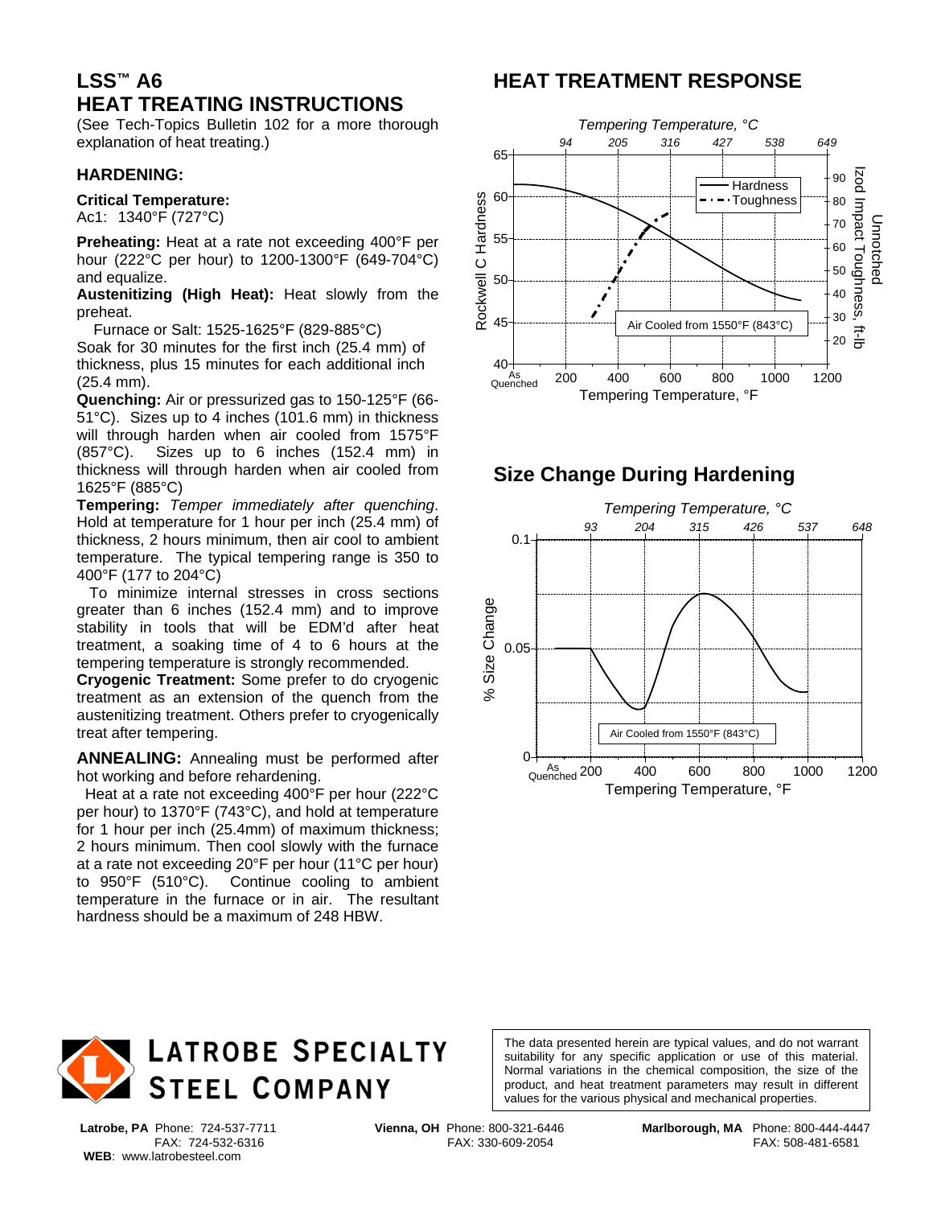# LSS™ A6 HEAT TREATING INSTRUCTIONS

(See Tech-Topics Bulletin 102 for a more thorough explanation of heat treating.)

## HARDENING:

**Critical Temperature:**
Ac1: 1340°F (727°C)

**Preheating:** Heat at a rate not exceeding 400°F per hour (222°C per hour) to 1200-1300°F (649-704°C) and equalize.

**Austenitizing (High Heat):** Heat slowly from the preheat.

Furnace or Salt: 1525-1625°F (829-885°C)

Soak for 30 minutes for the first inch (25.4 mm) of thickness, plus 15 minutes for each additional inch (25.4 mm).

**Quenching:** Air or pressurized gas to 150-125°F (66-51°C). Sizes up to 4 inches (101.6 mm) in thickness will through harden when air cooled from 1575°F (857°C). Sizes up to 6 inches (152.4 mm) in thickness will through harden when air cooled from 1625°F (885°C)

**Tempering:** *Temper immediately after quenching*. Hold at temperature for 1 hour per inch (25.4 mm) of thickness, 2 hours minimum, then air cool to ambient temperature. The typical tempering range is 350 to 400°F (177 to 204°C)

To minimize internal stresses in cross sections greater than 6 inches (152.4 mm) and to improve stability in tools that will be EDM'd after heat treatment, a soaking time of 4 to 6 hours at the tempering temperature is strongly recommended.

**Cryogenic Treatment:** Some prefer to do cryogenic treatment as an extension of the quench from the austenitizing treatment. Others prefer to cryogenically treat after tempering.

**ANNEALING:** Annealing must be performed after hot working and before rehardening.

Heat at a rate not exceeding 400°F per hour (222°C per hour) to 1370°F (743°C), and hold at temperature for 1 hour per inch (25.4mm) of maximum thickness; 2 hours minimum. Then cool slowly with the furnace at a rate not exceeding 20°F per hour (11°C per hour) to 950°F (510°C). Continue cooling to ambient temperature in the furnace or in air. The resultant hardness should be a maximum of 248 HBW.

## HEAT TREATMENT RESPONSE

Tempering Temperature, °C
94 205 316 427 538 649
Rockwell C Hardness
65 60 55 50 45 40
Izod Impact Toughness, ft-lb Unnotched
90 80 70 60 50 40 30 20
Hardness
Toughness
Air Cooled from 1550°F (843°C)
As Quenched 200 400 600 800 1000 1200
Tempering Temperature, °F

## Size Change During Hardening

Tempering Temperature, °C
93 204 315 426 537 648
% Size Change
0.1 0.05 0
Air Cooled from 1550°F (843°C)
As Quenched 200 400 600 800 1000 1200
Tempering Temperature, °F

LATROBE SPECIALTY STEEL COMPANY

The data presented herein are typical values, and do not warrant suitability for any specific application or use of this material. Normal variations in the chemical composition, the size of the product, and heat treatment parameters may result in different values for the various physical and mechanical properties.

**Latrobe, PA** Phone: 724-537-7711
FAX: 724-532-6316
**WEB**: www.latrobesteel.com

**Vienna, OH** Phone: 800-321-6446
FAX: 330-609-2054

**Marlborough, MA** Phone: 800-444-4447
FAX: 508-481-6581